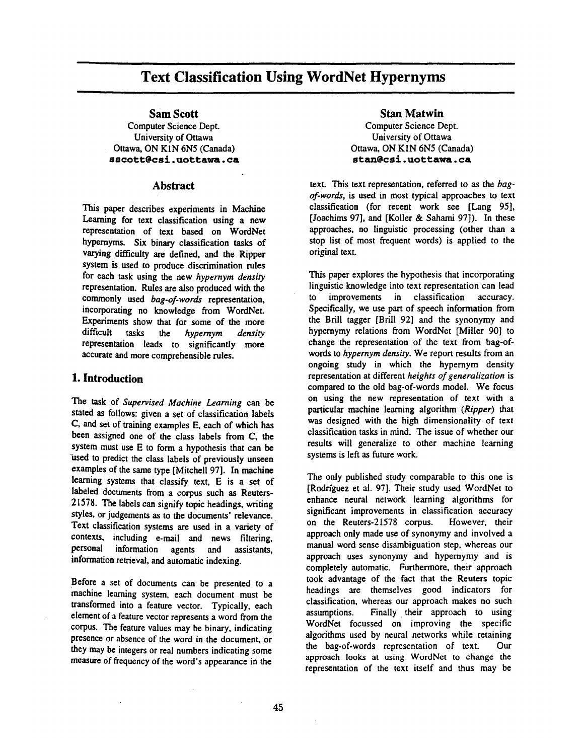# Text Classification Using WordNet Hypernyms

**Sam Scott**
Computer Science Dept.
University of Ottawa
Ottawa, ON K1N 6N5 (Canada)
**sscott@csi.uottawa.ca**

**Stan Matwin**
Computer Science Dept.
University of Ottawa
Ottawa, ON K1N 6N5 (Canada)
**stan@csi.uottawa.ca**

## Abstract

This paper describes experiments in Machine Learning for text classification using a new representation of text based on WordNet hypernyms. Six binary classification tasks of varying difficulty are defined, and the Ripper system is used to produce discrimination rules for each task using the new *hypernym density* representation. Rules are also produced with the commonly used *bag-of-words* representation, incorporating no knowledge from WordNet. Experiments show that for some of the more difficult tasks the *hypernym density* representation leads to significantly more accurate and more comprehensible rules.

## 1. Introduction

The task of *Supervised Machine Learning* can be stated as follows: given a set of classification labels C, and set of training examples E, each of which has been assigned one of the class labels from C, the system must use E to form a hypothesis that can be used to predict the class labels of previously unseen examples of the same type [Mitchell 97]. In machine learning systems that classify text, E is a set of labeled documents from a corpus such as Reuters-21578. The labels can signify topic headings, writing styles, or judgements as to the documents' relevance. Text classification systems are used in a variety of contexts, including e-mail and news filtering, personal information agents and assistants, information retrieval, and automatic indexing.

Before a set of documents can be presented to a machine learning system, each document must be transformed into a feature vector. Typically, each element of a feature vector represents a word from the corpus. The feature values may be binary, indicating presence or absence of the word in the document, or they may be integers or real numbers indicating some measure of frequency of the word's appearance in the text. This text representation, referred to as the *bag-of-words*, is used in most typical approaches to text classification (for recent work see [Lang 95], [Joachims 97], and [Koller & Sahami 97]). In these approaches, no linguistic processing (other than a stop list of most frequent words) is applied to the original text.

This paper explores the hypothesis that incorporating linguistic knowledge into text representation can lead to improvements in classification accuracy. Specifically, we use part of speech information from the Brill tagger [Brill 92] and the synonymy and hypernymy relations from WordNet [Miller 90] to change the representation of the text from bag-of-words to *hypernym density*. We report results from an ongoing study in which the hypernym density representation at different *heights of generalization* is compared to the old bag-of-words model. We focus on using the new representation of text with a particular machine learning algorithm (*Ripper*) that was designed with the high dimensionality of text classification tasks in mind. The issue of whether our results will generalize to other machine learning systems is left as future work.

The only published study comparable to this one is [Rodríguez et al. 97]. Their study used WordNet to enhance neural network learning algorithms for significant improvements in classification accuracy on the Reuters-21578 corpus. However, their approach only made use of synonymy and involved a manual word sense disambiguation step, whereas our approach uses synonymy and hypernymy and is completely automatic. Furthermore, their approach took advantage of the fact that the Reuters topic headings are themselves good indicators for classification, whereas our approach makes no such assumptions. Finally their approach to using WordNet focussed on improving the specific algorithms used by neural networks while retaining the bag-of-words representation of text. Our approach looks at using WordNet to change the representation of the text itself and thus may be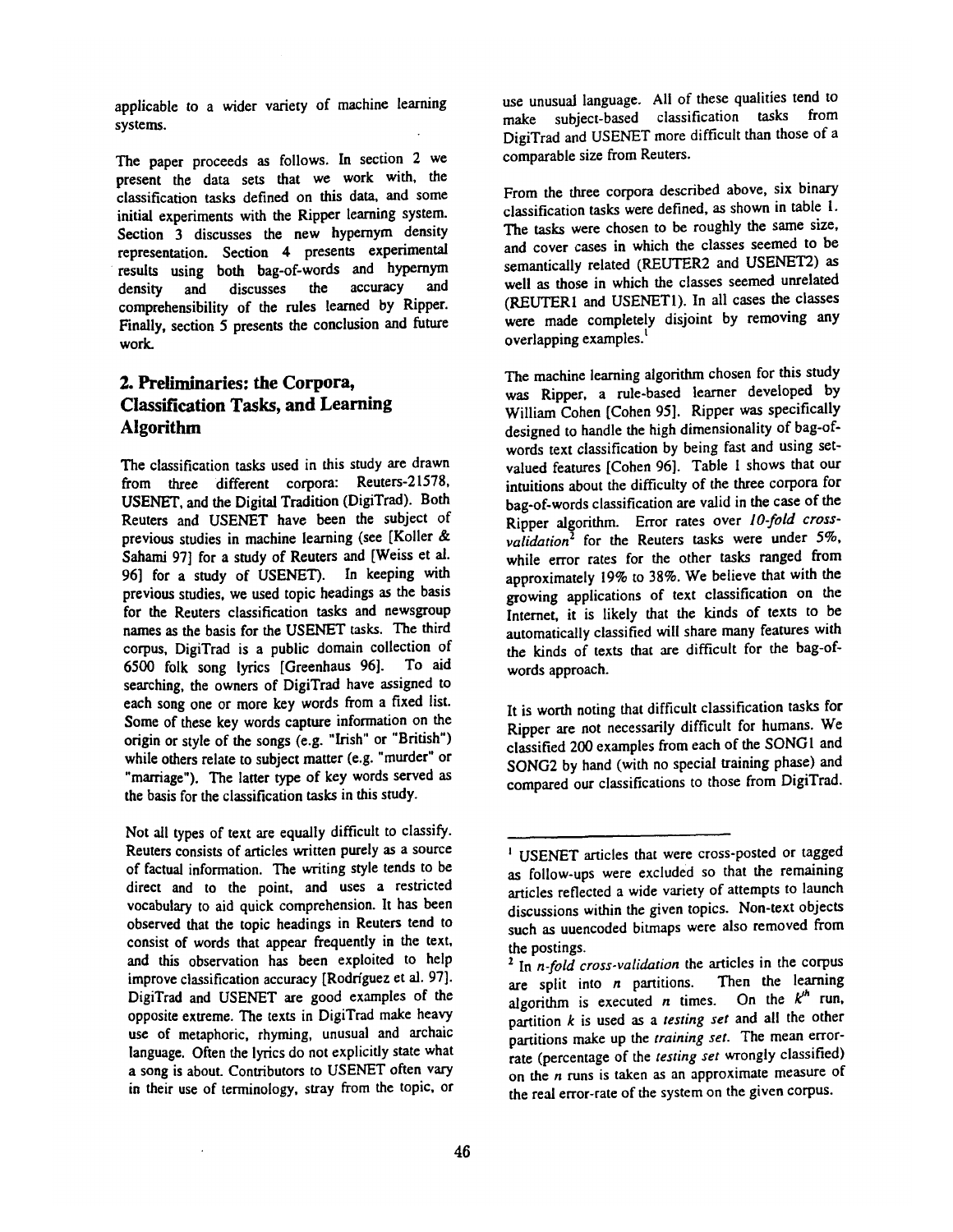applicable to a wider variety of machine learning systems.

The paper proceeds as follows. In section 2 we present the data sets that we work with, the classification tasks defined on this data, and some initial experiments with the Ripper learning system. Section 3 discusses the new hypernym density representation. Section 4 presents experimental results using both bag-of-words and hypernym density and discusses the accuracy and comprehensibility of the rules learned by Ripper. Finally, section 5 presents the conclusion and future work.

## 2. Preliminaries: the Corpora, Classification Tasks, and Learning Algorithm

The classification tasks used in this study are drawn from three different corpora: Reuters-21578, USENET, and the Digital Tradition (DigiTrad). Both Reuters and USENET have been the subject of previous studies in machine learning (see [Koller & Sahami 97] for a study of Reuters and [Weiss et al. 96] for a study of USENET). In keeping with previous studies, we used topic headings as the basis for the Reuters classification tasks and newsgroup names as the basis for the USENET tasks. The third corpus, DigiTrad is a public domain collection of 6500 folk song lyrics [Greenhaus 96]. To aid searching, the owners of DigiTrad have assigned to each song one or more key words from a fixed list. Some of these key words capture information on the origin or style of the songs (e.g. "Irish" or "British") while others relate to subject matter (e.g. "murder" or "marriage"). The latter type of key words served as the basis for the classification tasks in this study.

Not all types of text are equally difficult to classify. Reuters consists of articles written purely as a source of factual information. The writing style tends to be direct and to the point, and uses a restricted vocabulary to aid quick comprehension. It has been observed that the topic headings in Reuters tend to consist of words that appear frequently in the text, and this observation has been exploited to help improve classification accuracy [Rodríguez et al. 97]. DigiTrad and USENET are good examples of the opposite extreme. The texts in DigiTrad make heavy use of metaphoric, rhyming, unusual and archaic language. Often the lyrics do not explicitly state what a song is about. Contributors to USENET often vary in their use of terminology, stray from the topic, or use unusual language. All of these qualities tend to make subject-based classification tasks from DigiTrad and USENET more difficult than those of a comparable size from Reuters.

From the three corpora described above, six binary classification tasks were defined, as shown in table 1. The tasks were chosen to be roughly the same size, and cover cases in which the classes seemed to be semantically related (REUTER2 and USENET2) as well as those in which the classes seemed unrelated (REUTER1 and USENET1). In all cases the classes were made completely disjoint by removing any overlapping examples.[1]

The machine learning algorithm chosen for this study was Ripper, a rule-based learner developed by William Cohen [Cohen 95]. Ripper was specifically designed to handle the high dimensionality of bag-of-words text classification by being fast and using set-valued features [Cohen 96]. Table 1 shows that our intuitions about the difficulty of the three corpora for bag-of-words classification are valid in the case of the Ripper algorithm. Error rates over *10-fold cross-validation*[2] for the Reuters tasks were under 5%, while error rates for the other tasks ranged from approximately 19% to 38%. We believe that with the growing applications of text classification on the Internet, it is likely that the kinds of texts to be automatically classified will share many features with the kinds of texts that are difficult for the bag-of-words approach.

It is worth noting that difficult classification tasks for Ripper are not necessarily difficult for humans. We classified 200 examples from each of the SONG1 and SONG2 by hand (with no special training phase) and compared our classifications to those from DigiTrad.

---

[1] USENET articles that were cross-posted or tagged as follow-ups were excluded so that the remaining articles reflected a wide variety of attempts to launch discussions within the given topics. Non-text objects such as uuencoded bitmaps were also removed from the postings.

[2] In *n-fold cross-validation* the articles in the corpus are split into $n$ partitions. Then the learning algorithm is executed $n$ times. On the $k^{th}$ run, partition $k$ is used as a *testing set* and all the other partitions make up the *training set*. The mean error-rate (percentage of the *testing set* wrongly classified) on the $n$ runs is taken as an approximate measure of the real error-rate of the system on the given corpus.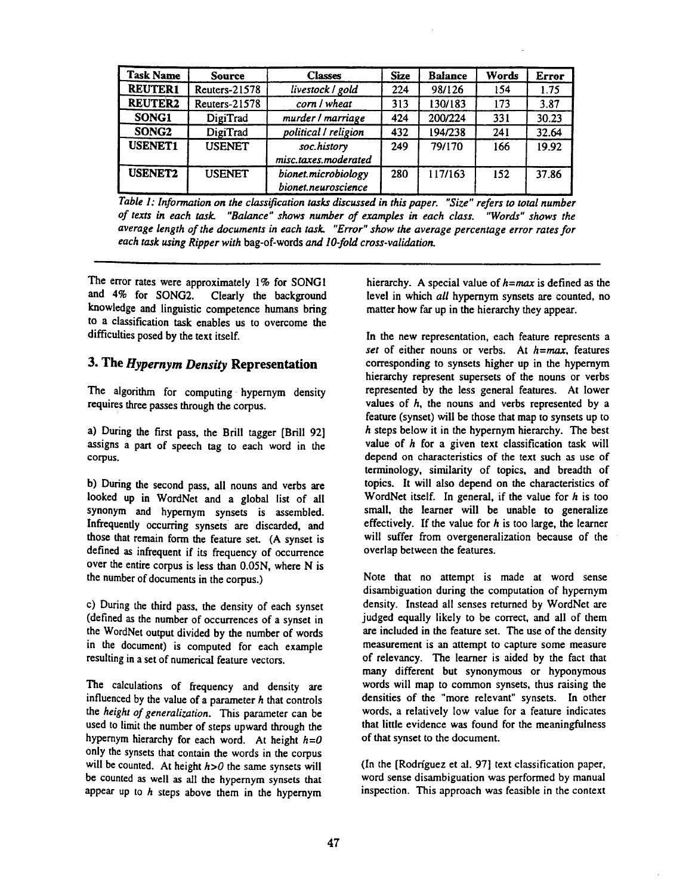| Task Name | Source | Classes | Size | Balance | Words | Error |
|---|---|---|---|---|---|---|
| **REUTER1** | Reuters-21578 | *livestock / gold* | 224 | 98/126 | 154 | 1.75 |
| **REUTER2** | Reuters-21578 | *corn / wheat* | 313 | 130/183 | 173 | 3.87 |
| **SONG1** | DigiTrad | *murder / marriage* | 424 | 200/224 | 331 | 30.23 |
| **SONG2** | DigiTrad | *political / religion* | 432 | 194/238 | 241 | 32.64 |
| **USENET1** | USENET | *soc.history misc.taxes.moderated* | 249 | 79/170 | 166 | 19.92 |
| **USENET2** | USENET | *bionet.microbiology bionet.neuroscience* | 280 | 117/163 | 152 | 37.86 |

*Table 1: Information on the classification tasks discussed in this paper. "Size" refers to total number of texts in each task. "Balance" shows number of examples in each class. "Words" shows the average length of the documents in each task. "Error" show the average percentage error rates for each task using Ripper with* bag-of-words *and 10-fold cross-validation.*

The error rates were approximately 1% for SONG1 and 4% for SONG2. Clearly the background knowledge and linguistic competence humans bring to a classification task enables us to overcome the difficulties posed by the text itself.

## 3. The *Hypernym Density* Representation

The algorithm for computing hypernym density requires three passes through the corpus.

a) During the first pass, the Brill tagger [Brill 92] assigns a part of speech tag to each word in the corpus.

b) During the second pass, all nouns and verbs are looked up in WordNet and a global list of all synonym and hypernym synsets is assembled. Infrequently occurring synsets are discarded, and those that remain form the feature set. (A synset is defined as infrequent if its frequency of occurrence over the entire corpus is less than 0.05N, where N is the number of documents in the corpus.)

c) During the third pass, the density of each synset (defined as the number of occurrences of a synset in the WordNet output divided by the number of words in the document) is computed for each example resulting in a set of numerical feature vectors.

The calculations of frequency and density are influenced by the value of a parameter $h$ that controls the *height of generalization*. This parameter can be used to limit the number of steps upward through the hypernym hierarchy for each word. At height $h=0$ only the synsets that contain the words in the corpus will be counted. At height $h>0$ the same synsets will be counted as well as all the hypernym synsets that appear up to $h$ steps above them in the hypernym hierarchy. A special value of $h=max$ is defined as the level in which *all* hypernym synsets are counted, no matter how far up in the hierarchy they appear.

In the new representation, each feature represents a *set* of either nouns or verbs. At $h=max$, features corresponding to synsets higher up in the hypernym hierarchy represent supersets of the nouns or verbs represented by the less general features. At lower values of $h$, the nouns and verbs represented by a feature (synset) will be those that map to synsets up to $h$ steps below it in the hypernym hierarchy. The best value of $h$ for a given text classification task will depend on characteristics of the text such as use of terminology, similarity of topics, and breadth of topics. It will also depend on the characteristics of WordNet itself. In general, if the value for $h$ is too small, the learner will be unable to generalize effectively. If the value for $h$ is too large, the learner will suffer from overgeneralization because of the overlap between the features.

Note that no attempt is made at word sense disambiguation during the computation of hypernym density. Instead all senses returned by WordNet are judged equally likely to be correct, and all of them are included in the feature set. The use of the density measurement is an attempt to capture some measure of relevancy. The learner is aided by the fact that many different but synonymous or hyponymous words will map to common synsets, thus raising the densities of the "more relevant" synsets. In other words, a relatively low value for a feature indicates that little evidence was found for the meaningfulness of that synset to the document.

(In the [Rodríguez et al. 97] text classification paper, word sense disambiguation was performed by manual inspection. This approach was feasible in the context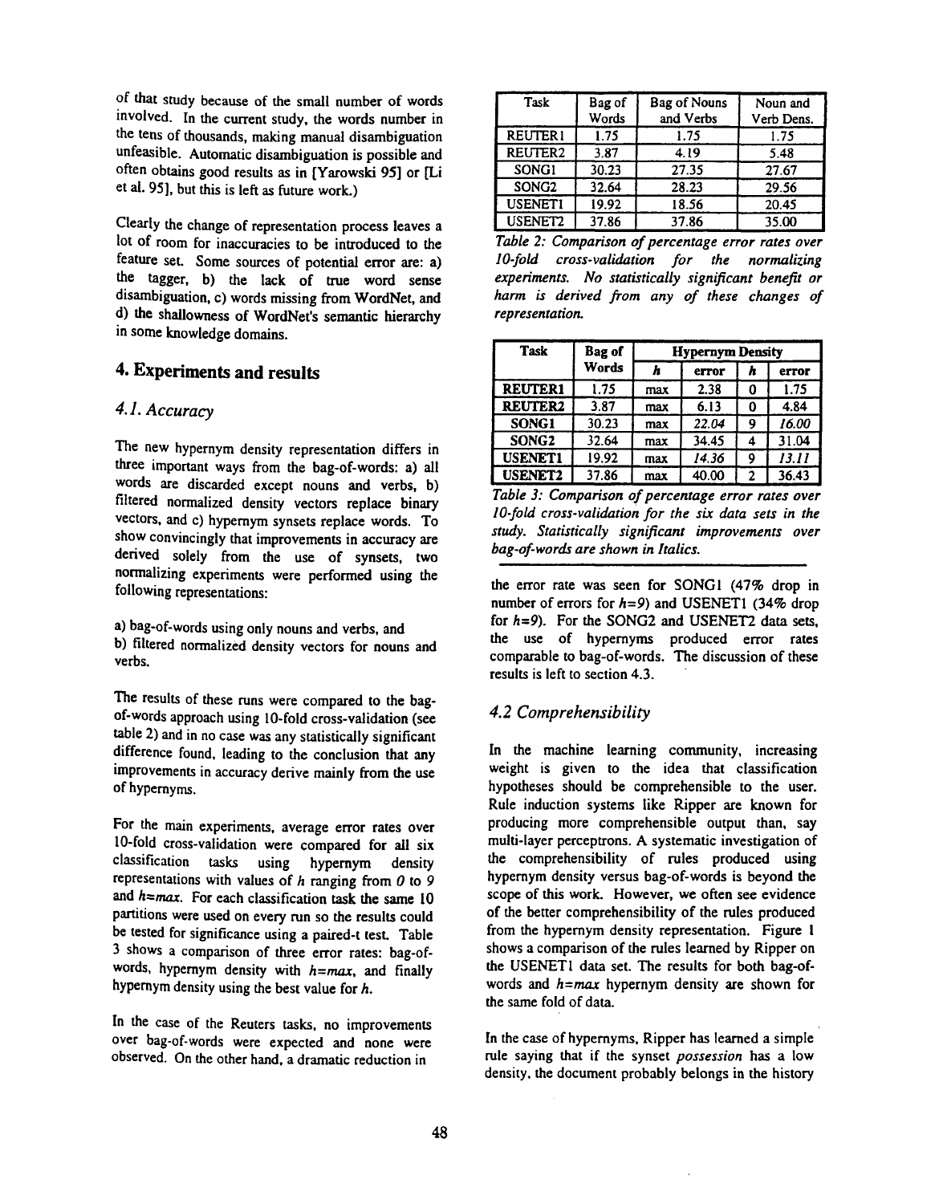of that study because of the small number of words involved. In the current study, the words number in the tens of thousands, making manual disambiguation unfeasible. Automatic disambiguation is possible and often obtains good results as in [Yarowski 95] or [Li et al. 95], but this is left as future work.)

Clearly the change of representation process leaves a lot of room for inaccuracies to be introduced to the feature set. Some sources of potential error are: a) the tagger, b) the lack of true word sense disambiguation, c) words missing from WordNet, and d) the shallowness of WordNet's semantic hierarchy in some knowledge domains.

## 4. Experiments and results

### 4.1. Accuracy

The new hypernym density representation differs in three important ways from the bag-of-words: a) all words are discarded except nouns and verbs, b) filtered normalized density vectors replace binary vectors, and c) hypernym synsets replace words. To show convincingly that improvements in accuracy are derived solely from the use of synsets, two normalizing experiments were performed using the following representations:

a) bag-of-words using only nouns and verbs, and
b) filtered normalized density vectors for nouns and verbs.

The results of these runs were compared to the bag-of-words approach using 10-fold cross-validation (see table 2) and in no case was any statistically significant difference found, leading to the conclusion that any improvements in accuracy derive mainly from the use of hypernyms.

For the main experiments, average error rates over 10-fold cross-validation were compared for all six classification tasks using hypernym density representations with values of $h$ ranging from $0$ to $9$ and $h$=*max*. For each classification task the same 10 partitions were used on every run so the results could be tested for significance using a paired-t test. Table 3 shows a comparison of three error rates: bag-of-words, hypernym density with $h$=*max*, and finally hypernym density using the best value for $h$.

In the case of the Reuters tasks, no improvements over bag-of-words were expected and none were observed. On the other hand, a dramatic reduction in the error rate was seen for SONG1 (47% drop in number of errors for $h$=9) and USENET1 (34% drop for $h$=9). For the SONG2 and USENET2 data sets, the use of hypernyms produced error rates comparable to bag-of-words. The discussion of these results is left to section 4.3.

| Task | Bag of Words | Bag of Nouns and Verbs | Noun and Verb Dens. |
|---|---|---|---|
| REUTER1 | 1.75 | 1.75 | 1.75 |
| REUTER2 | 3.87 | 4.19 | 5.48 |
| SONG1 | 30.23 | 27.35 | 27.67 |
| SONG2 | 32.64 | 28.23 | 29.56 |
| USENET1 | 19.92 | 18.56 | 20.45 |
| USENET2 | 37.86 | 37.86 | 35.00 |

*Table 2: Comparison of percentage error rates over 10-fold cross-validation for the normalizing experiments. No statistically significant benefit or harm is derived from any of these changes of representation.*

| Task | Bag of Words | Hypernym Density | | | |
|---|---|---|---|---|---|
| | | $h$ | error | $h$ | error |
| **REUTER1** | 1.75 | max | 2.38 | 0 | 1.75 |
| **REUTER2** | 3.87 | max | 6.13 | 0 | 4.84 |
| **SONG1** | 30.23 | max | *22.04* | 9 | *16.00* |
| **SONG2** | 32.64 | max | 34.45 | 4 | 31.04 |
| **USENET1** | 19.92 | max | *14.36* | 9 | *13.11* |
| **USENET2** | 37.86 | max | 40.00 | 2 | 36.43 |

*Table 3: Comparison of percentage error rates over 10-fold cross-validation for the six data sets in the study. Statistically significant improvements over bag-of-words are shown in Italics.*

### 4.2 Comprehensibility

In the machine learning community, increasing weight is given to the idea that classification hypotheses should be comprehensible to the user. Rule induction systems like Ripper are known for producing more comprehensible output than, say multi-layer perceptrons. A systematic investigation of the comprehensibility of rules produced using hypernym density versus bag-of-words is beyond the scope of this work. However, we often see evidence of the better comprehensibility of the rules produced from the hypernym density representation. Figure 1 shows a comparison of the rules learned by Ripper on the USENET1 data set. The results for both bag-of-words and $h$=*max* hypernym density are shown for the same fold of data.

In the case of hypernyms, Ripper has learned a simple rule saying that if the synset *possession* has a low density, the document probably belongs in the history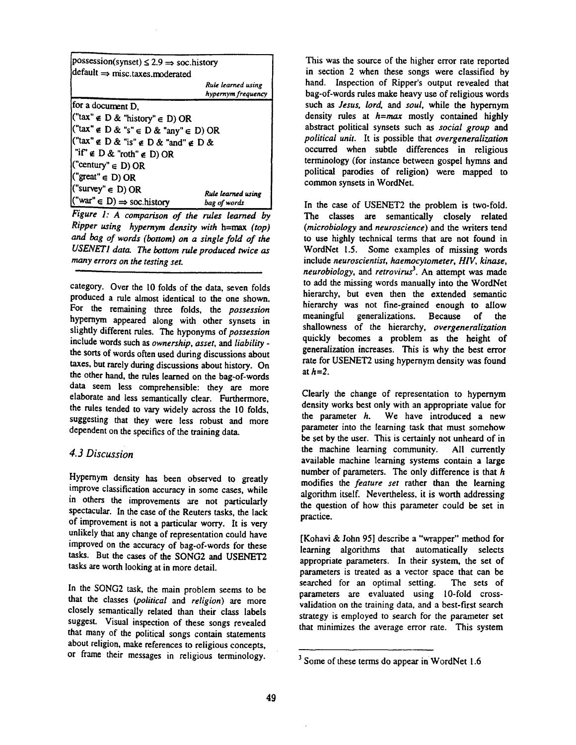```
possession(synset) ≤ 2.9 ⇒ soc.history
default ⇒ misc.taxes.moderated
                                        Rule learned using
                                        hypernym frequency
```

```
for a document D,
("tax" ∉ D & "history" ∈ D) OR
("tax" ∉ D & "s" ∈ D & "any" ∈ D) OR
("tax" ∉ D & "is" ∉ D & "and" ∉ D &
 "if" ∉ D & "roth" ∉ D) OR
("century" ∈ D) OR
("great" ∈ D) OR
("survey" ∈ D) OR
("war" ∈ D) ⇒ soc.history
                                        Rule learned using
                                        bag of words
```

*Figure 1: A comparison of the rules learned by Ripper using hypernym density with h=max (top) and bag of words (bottom) on a single fold of the USENET1 data. The bottom rule produced twice as many errors on the testing set.*

category. Over the 10 folds of the data, seven folds produced a rule almost identical to the one shown. For the remaining three folds, the *possession* hypernym appeared along with other synsets in slightly different rules. The hyponyms of *possession* include words such as *ownership*, *asset*, and *liability* - the sorts of words often used during discussions about taxes, but rarely during discussions about history. On the other hand, the rules learned on the bag-of-words data seem less comprehensible: they are more elaborate and less semantically clear. Furthermore, the rules tended to vary widely across the 10 folds, suggesting that they were less robust and more dependent on the specifics of the training data.

### 4.3 Discussion

Hypernym density has been observed to greatly improve classification accuracy in some cases, while in others the improvements are not particularly spectacular. In the case of the Reuters tasks, the lack of improvement is not a particular worry. It is very unlikely that any change of representation could have improved on the accuracy of bag-of-words for these tasks. But the cases of the SONG2 and USENET2 tasks are worth looking at in more detail.

In the SONG2 task, the main problem seems to be that the classes (*political* and *religion*) are more closely semantically related than their class labels suggest. Visual inspection of these songs revealed that many of the political songs contain statements about religion, make references to religious concepts, or frame their messages in religious terminology. This was the source of the higher error rate reported in section 2 when these songs were classified by hand. Inspection of Ripper's output revealed that bag-of-words rules make heavy use of religious words such as *Jesus*, *lord*, and *soul*, while the hypernym density rules at *h=max* mostly contained highly abstract political synsets such as *social group* and *political unit*. It is possible that *overgeneralization* occurred when subtle differences in religious terminology (for instance between gospel hymns and political parodies of religion) were mapped to common synsets in WordNet.

In the case of USENET2 the problem is two-fold. The classes are semantically closely related (*microbiology* and *neuroscience*) and the writers tend to use highly technical terms that are not found in WordNet 1.5. Some examples of missing words include *neuroscientist*, *haemocytometer*, *HIV*, *kinase*, *neurobiology*, and *retrovirus*[3]. An attempt was made to add the missing words manually into the WordNet hierarchy, but even then the extended semantic hierarchy was not fine-grained enough to allow meaningful generalizations. Because of the shallowness of the hierarchy, *overgeneralization* quickly becomes a problem as the height of generalization increases. This is why the best error rate for USENET2 using hypernym density was found at *h=2*.

Clearly the change of representation to hypernym density works best only with an appropriate value for the parameter *h*. We have introduced a new parameter into the learning task that must somehow be set by the user. This is certainly not unheard of in the machine learning community. All currently available machine learning systems contain a large number of parameters. The only difference is that *h* modifies the *feature set* rather than the learning algorithm itself. Nevertheless, it is worth addressing the question of how this parameter could be set in practice.

[Kohavi & John 95] describe a "wrapper" method for learning algorithms that automatically selects appropriate parameters. In their system, the set of parameters is treated as a vector space that can be searched for an optimal setting. The sets of parameters are evaluated using 10-fold cross-validation on the training data, and a best-first search strategy is employed to search for the parameter set that minimizes the average error rate. This system

---

[3] Some of these terms do appear in WordNet 1.6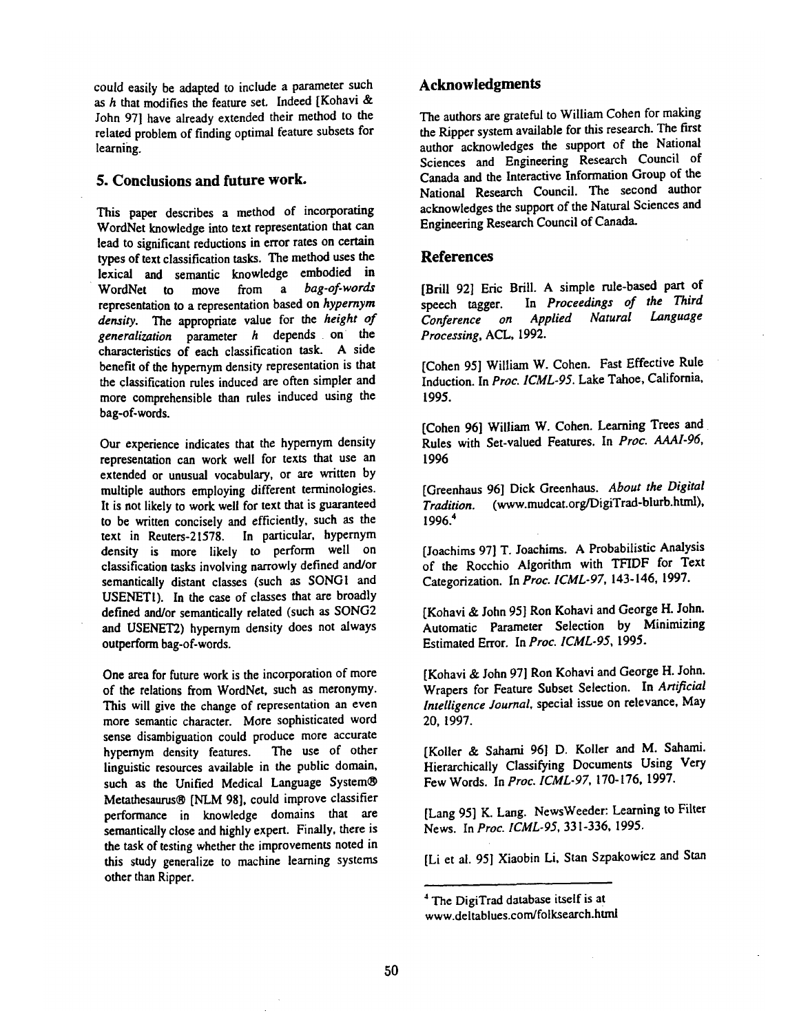could easily be adapted to include a parameter such as *h* that modifies the feature set. Indeed [Kohavi & John 97] have already extended their method to the related problem of finding optimal feature subsets for learning.

## 5. Conclusions and future work.

This paper describes a method of incorporating WordNet knowledge into text representation that can lead to significant reductions in error rates on certain types of text classification tasks. The method uses the lexical and semantic knowledge embodied in WordNet to move from a *bag-of-words* representation to a representation based on *hypernym density*. The appropriate value for the *height of generalization* parameter *h* depends on the characteristics of each classification task. A side benefit of the hypernym density representation is that the classification rules induced are often simpler and more comprehensible than rules induced using the bag-of-words.

Our experience indicates that the hypernym density representation can work well for texts that use an extended or unusual vocabulary, or are written by multiple authors employing different terminologies. It is not likely to work well for text that is guaranteed to be written concisely and efficiently, such as the text in Reuters-21578. In particular, hypernym density is more likely to perform well on classification tasks involving narrowly defined and/or semantically distant classes (such as SONG1 and USENET1). In the case of classes that are broadly defined and/or semantically related (such as SONG2 and USENET2) hypernym density does not always outperform bag-of-words.

One area for future work is the incorporation of more of the relations from WordNet, such as meronymy. This will give the change of representation an even more semantic character. More sophisticated word sense disambiguation could produce more accurate hypernym density features. The use of other linguistic resources available in the public domain, such as the Unified Medical Language System® Metathesaurus® [NLM 98], could improve classifier performance in knowledge domains that are semantically close and highly expert. Finally, there is the task of testing whether the improvements noted in this study generalize to machine learning systems other than Ripper.

## Acknowledgments

The authors are grateful to William Cohen for making the Ripper system available for this research. The first author acknowledges the support of the National Sciences and Engineering Research Council of Canada and the Interactive Information Group of the National Research Council. The second author acknowledges the support of the Natural Sciences and Engineering Research Council of Canada.

## References

[Brill 92] Eric Brill. A simple rule-based part of speech tagger. In *Proceedings of the Third Conference on Applied Natural Language Processing*, ACL, 1992.

[Cohen 95] William W. Cohen. Fast Effective Rule Induction. In *Proc. ICML-95*. Lake Tahoe, California, 1995.

[Cohen 96] William W. Cohen. Learning Trees and Rules with Set-valued Features. In *Proc. AAAI-96*, 1996

[Greenhaus 96] Dick Greenhaus. *About the Digital Tradition.* (www.mudcat.org/DigiTrad-blurb.html), 1996.[4]

[Joachims 97] T. Joachims. A Probabilistic Analysis of the Rocchio Algorithm with TFIDF for Text Categorization. In *Proc. ICML-97*, 143-146, 1997.

[Kohavi & John 95] Ron Kohavi and George H. John. Automatic Parameter Selection by Minimizing Estimated Error. In *Proc. ICML-95*, 1995.

[Kohavi & John 97] Ron Kohavi and George H. John. Wrapers for Feature Subset Selection. In *Artificial Intelligence Journal*, special issue on relevance, May 20, 1997.

[Koller & Sahami 96] D. Koller and M. Sahami. Hierarchically Classifying Documents Using Very Few Words. In *Proc. ICML-97*, 170-176, 1997.

[Lang 95] K. Lang. NewsWeeder: Learning to Filter News. In *Proc. ICML-95*, 331-336, 1995.

[Li et al. 95] Xiaobin Li, Stan Szpakowicz and Stan

---

[4] The DigiTrad database itself is at www.deltablues.com/folksearch.html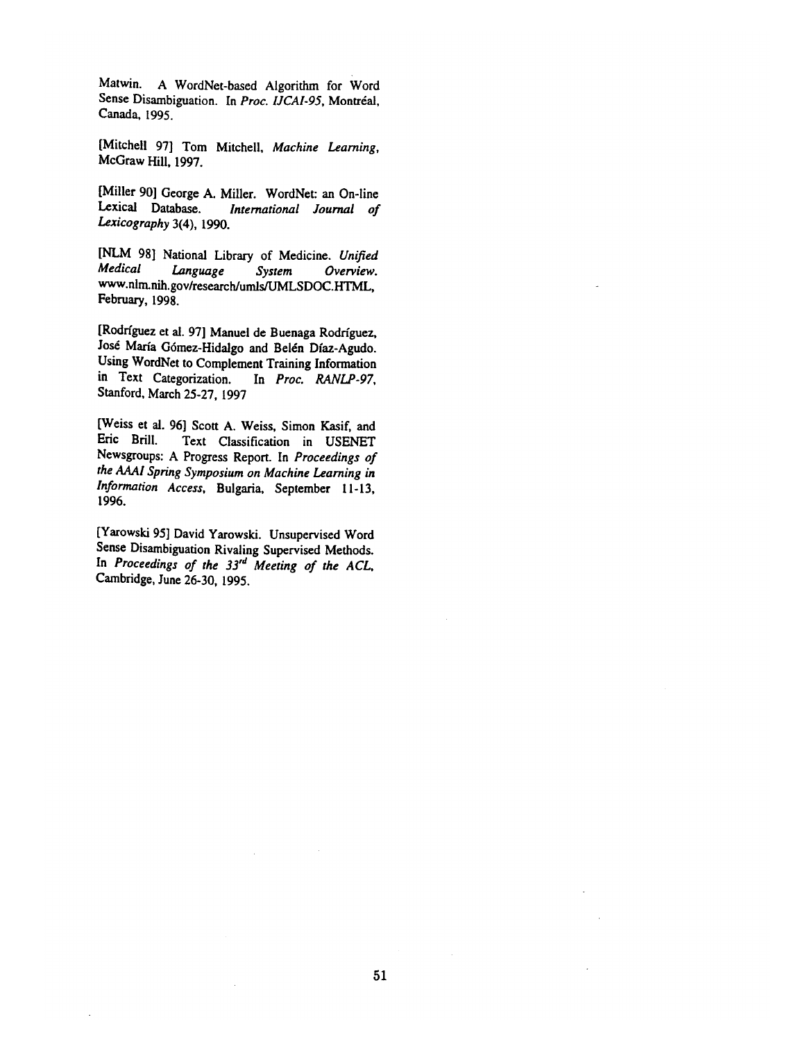Matwin. A WordNet-based Algorithm for Word Sense Disambiguation. In *Proc. IJCAI-95*, Montréal, Canada, 1995.

[Mitchell 97] Tom Mitchell, *Machine Learning*, McGraw Hill, 1997.

[Miller 90] George A. Miller. WordNet: an On-line Lexical Database. *International Journal of Lexicography* 3(4), 1990.

[NLM 98] National Library of Medicine. *Unified Medical Language System Overview*. www.nlm.nih.gov/research/umls/UMLSDOC.HTML, February, 1998.

[Rodríguez et al. 97] Manuel de Buenaga Rodríguez, José María Gómez-Hidalgo and Belén Díaz-Agudo. Using WordNet to Complement Training Information in Text Categorization. In *Proc. RANLP-97*, Stanford, March 25-27, 1997

[Weiss et al. 96] Scott A. Weiss, Simon Kasif, and Eric Brill. Text Classification in USENET Newsgroups: A Progress Report. In *Proceedings of the AAAI Spring Symposium on Machine Learning in Information Access*, Bulgaria, September 11-13, 1996.

[Yarowski 95] David Yarowski. Unsupervised Word Sense Disambiguation Rivaling Supervised Methods. In *Proceedings of the 33rd Meeting of the ACL*, Cambridge, June 26-30, 1995.